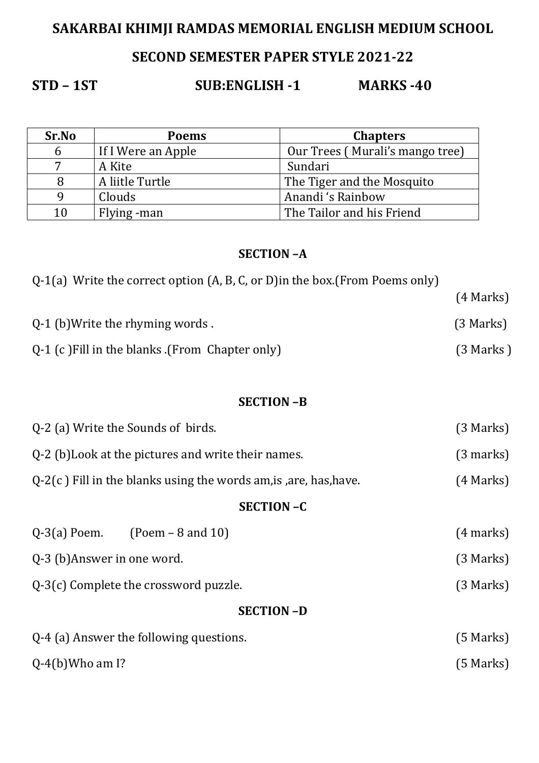# SAKARBAI KHIMJI RAMDAS MEMORIAL ENGLISH MEDIUM SCHOOL

## SECOND SEMESTER PAPER STYLE 2021-22

**STD – 1ST** **SUB:ENGLISH -1** **MARKS -40**

| Sr.No | Poems | Chapters |
|---|---|---|
| 6 | If I Were an Apple | Our Trees ( Murali's mango tree) |
| 7 | A Kite | Sundari |
| 8 | A liitle Turtle | The Tiger and the Mosquito |
| 9 | Clouds | Anandi 's Rainbow |
| 10 | Flying -man | The Tailor and his Friend |

### SECTION –A

Q-1(a) Write the correct option (A, B, C, or D)in the box.(From Poems only) (4 Marks)

Q-1 (b)Write the rhyming words . (3 Marks)

Q-1 (c )Fill in the blanks .(From Chapter only) (3 Marks )

### SECTION –B

Q-2 (a) Write the Sounds of birds. (3 Marks)

Q-2 (b)Look at the pictures and write their names. (3 marks)

Q-2(c ) Fill in the blanks using the words am,is ,are, has,have. (4 Marks)

### SECTION –C

Q-3(a) Poem. (Poem – 8 and 10) (4 marks)

Q-3 (b)Answer in one word. (3 Marks)

Q-3(c) Complete the crossword puzzle. (3 Marks)

### SECTION –D

Q-4 (a) Answer the following questions. (5 Marks)

Q-4(b)Who am I? (5 Marks)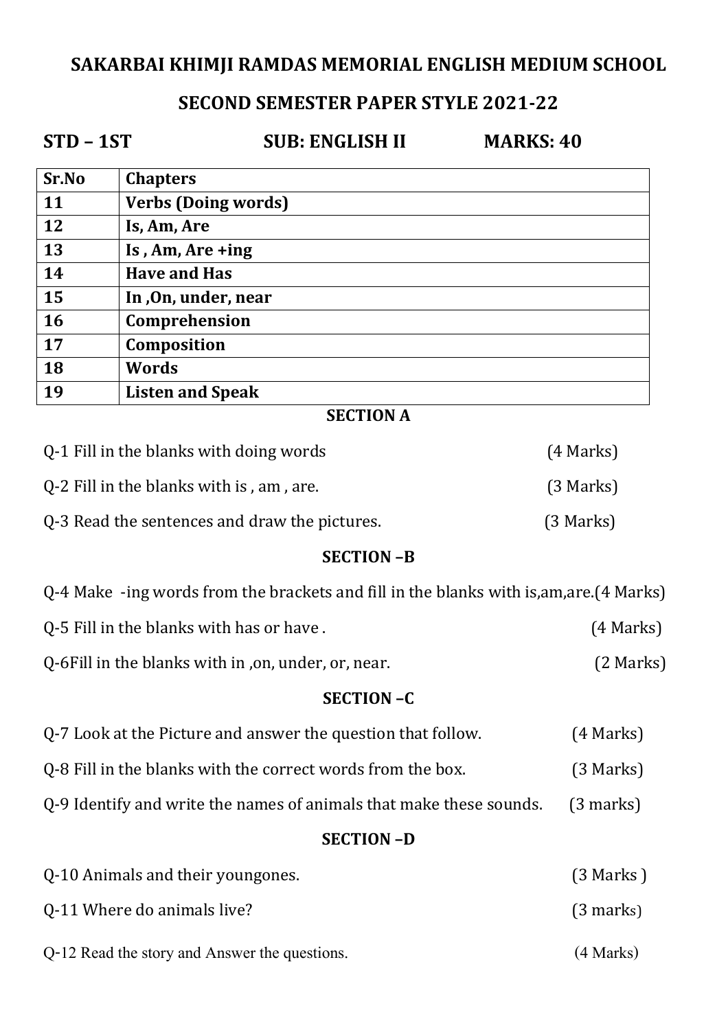# SAKARBAI KHIMJI RAMDAS MEMORIAL ENGLISH MEDIUM SCHOOL

## SECOND SEMESTER PAPER STYLE 2021-22

**STD – 1ST** **SUB: ENGLISH II** **MARKS: 40**

| Sr.No | Chapters |
|---|---|
| 11 | Verbs (Doing words) |
| 12 | Is, Am, Are |
| 13 | Is , Am, Are +ing |
| 14 | Have and Has |
| 15 | In ,On, under, near |
| 16 | Comprehension |
| 17 | Composition |
| 18 | Words |
| 19 | Listen and Speak |

### SECTION A

Q-1 Fill in the blanks with doing words (4 Marks)

Q-2 Fill in the blanks with is , am , are. (3 Marks)

Q-3 Read the sentences and draw the pictures. (3 Marks)

### SECTION –B

Q-4 Make -ing words from the brackets and fill in the blanks with is,am,are.(4 Marks)

Q-5 Fill in the blanks with has or have . (4 Marks)

Q-6Fill in the blanks with in ,on, under, or, near. (2 Marks)

### SECTION –C

Q-7 Look at the Picture and answer the question that follow. (4 Marks)

Q-8 Fill in the blanks with the correct words from the box. (3 Marks)

Q-9 Identify and write the names of animals that make these sounds. (3 marks)

### SECTION –D

Q-10 Animals and their youngones. (3 Marks )

Q-11 Where do animals live? (3 marks)

Q-12 Read the story and Answer the questions. (4 Marks)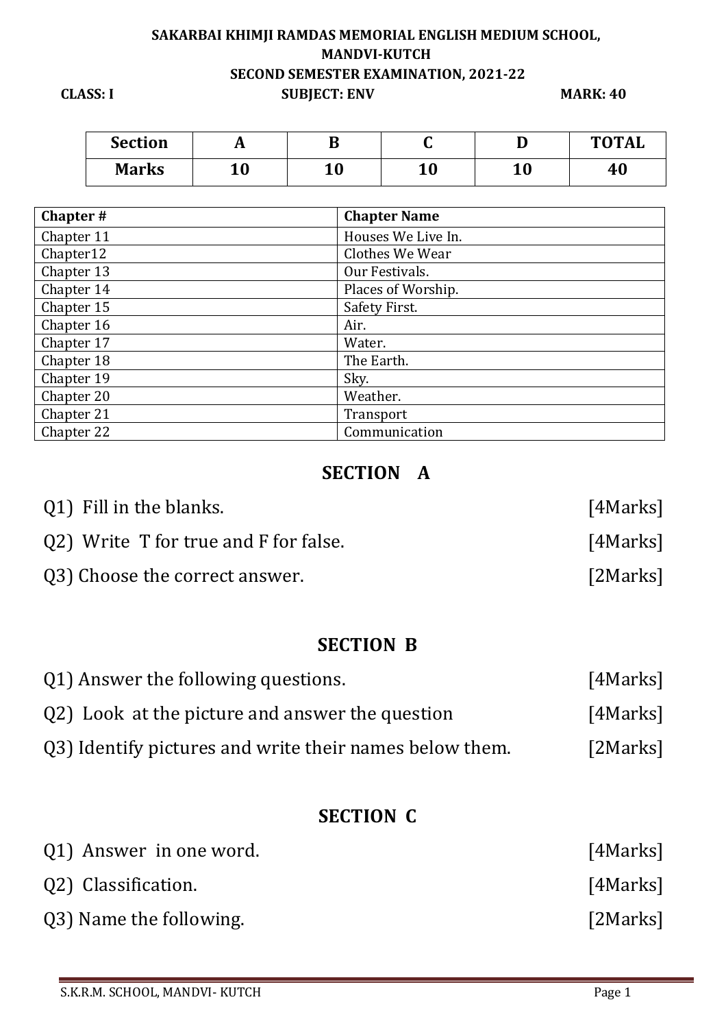**SAKARBAI KHIMJI RAMDAS MEMORIAL ENGLISH MEDIUM SCHOOL,**
**MANDVI-KUTCH**
**SECOND SEMESTER EXAMINATION, 2021-22**

**CLASS: I** **SUBJECT: ENV** **MARK: 40**

| Section | A | B | C | D | TOTAL |
|---|---|---|---|---|---|
| Marks | 10 | 10 | 10 | 10 | 40 |

| Chapter # | Chapter Name |
|---|---|
| Chapter 11 | Houses We Live In. |
| Chapter12 | Clothes We Wear |
| Chapter 13 | Our Festivals. |
| Chapter 14 | Places of Worship. |
| Chapter 15 | Safety First. |
| Chapter 16 | Air. |
| Chapter 17 | Water. |
| Chapter 18 | The Earth. |
| Chapter 19 | Sky. |
| Chapter 20 | Weather. |
| Chapter 21 | Transport |
| Chapter 22 | Communication |

## SECTION A

Q1) Fill in the blanks. [4Marks]

Q2) Write T for true and F for false. [4Marks]

Q3) Choose the correct answer. [2Marks]

## SECTION B

Q1) Answer the following questions. [4Marks]

Q2) Look at the picture and answer the question [4Marks]

Q3) Identify pictures and write their names below them. [2Marks]

## SECTION C

Q1) Answer in one word. [4Marks]

Q2) Classification. [4Marks]

Q3) Name the following. [2Marks]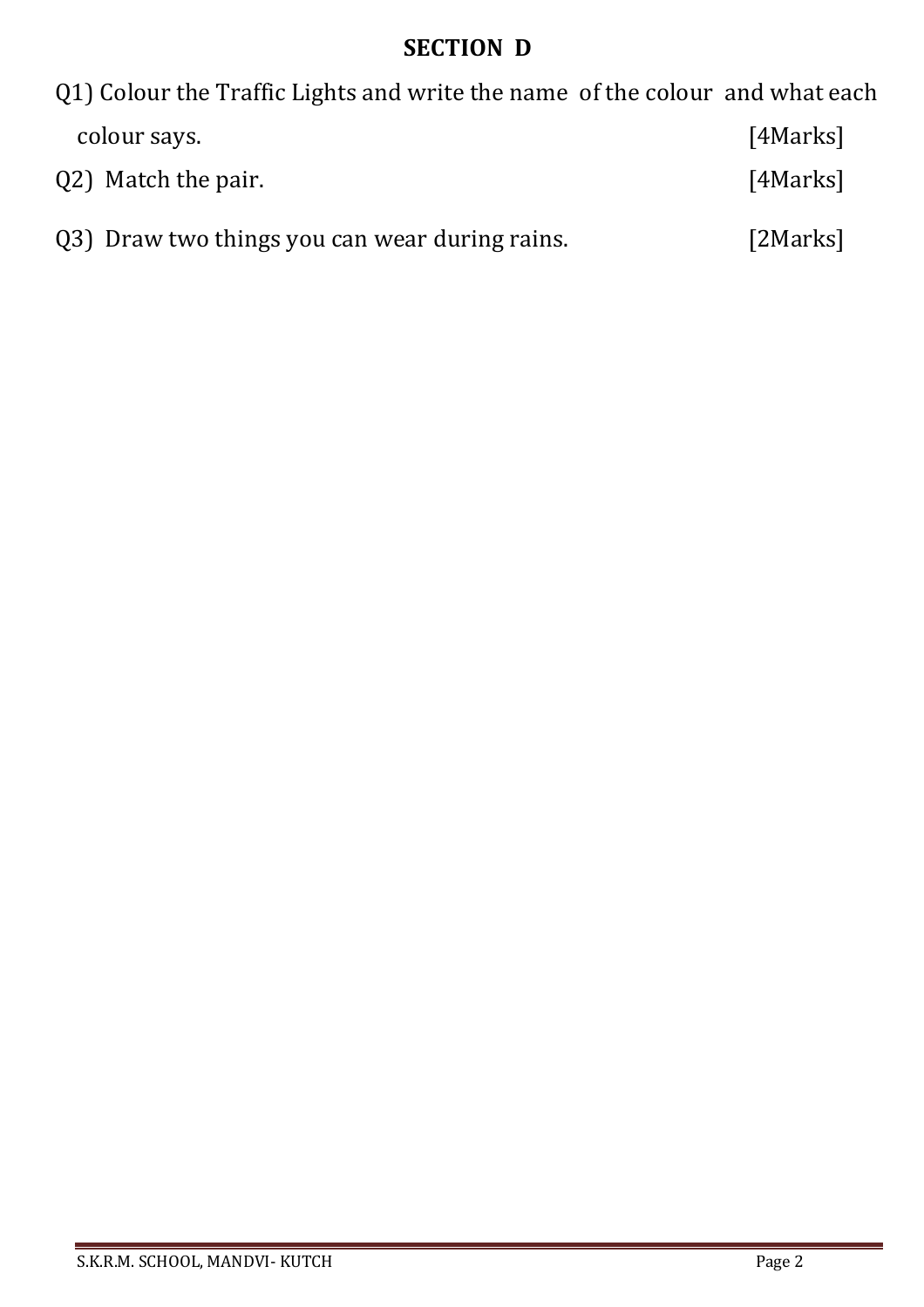## SECTION D

Q1) Colour the Traffic Lights and write the name of the colour and what each colour says. [4Marks]

Q2) Match the pair. [4Marks]

Q3) Draw two things you can wear during rains. [2Marks]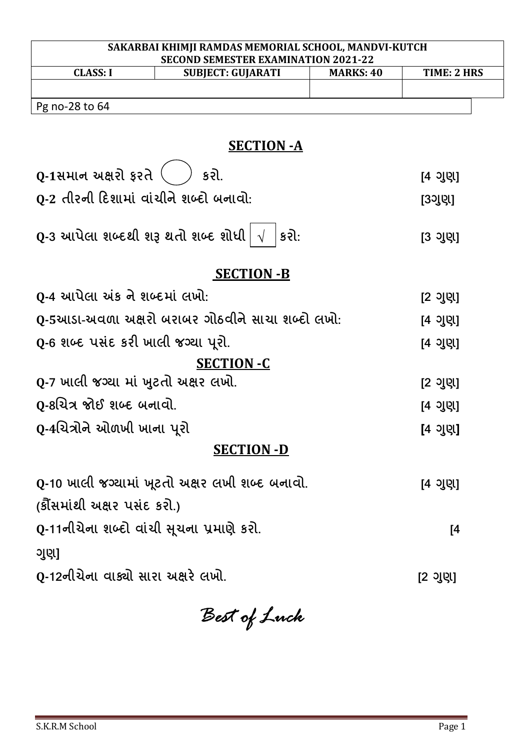| SAKARBAI KHIMJI RAMDAS MEMORIAL SCHOOL, MANDVI-KUTCH<br>SECOND SEMESTER EXAMINATION 2021-22 | | | |
|---|---|---|---|
| CLASS: I | SUBJECT: GUJARATI | MARKS: 40 | TIME: 2 HRS |
| | | | |

Pg no-28 to 64

## SECTION -A

**Q-1સમાન અક્ષરો ફરતે ( ) કરો.** **[4 ગુણ]**

**Q-2 તીરની દિશામાં વાંચીને શબ્દો બનાવો:** **[3ગુણ]**

**Q-3 આપેલા શબ્દથી શરૂ થતો શબ્દ શોધી √ કરો:** **[3 ગુણ]**

## SECTION -B

**Q-4 આપેલા અંક ને શબ્દમાં લખો:** **[2 ગુણ]**

**Q-5આડા-અવળા અક્ષરો બરાબર ગોઠવીને સાચા શબ્દો લખો:** **[4 ગુણ]**

**Q-6 શબ્દ પસંદ કરી ખાલી જગ્યા પૂરો.** **[4 ગુણ]**

## SECTION -C

**Q-7 ખાલી જગ્યા માં ખુટતો અક્ષર લખો.** **[2 ગુણ]**

**Q-8ચિત્ર જોઈ શબ્દ બનાવો.** **[4 ગુણ]**

**Q-4ચિત્રોને ઓળખી ખાના પૂરો** **[4 ગુણ]**

## SECTION -D

**Q-10 ખાલી જગ્યામાં ખૂટતો અક્ષર લખી શબ્દ બનાવો.** **[4 ગુણ]**
**(કૌંસમાંથી અક્ષર પસંદ કરો.)**

**Q-11નીચેના શબ્દો વાંચી સૂચના પ્રમાણે કરો.** **[4 ગુણ]**

**Q-12નીચેના વાક્યો સારા અક્ષરે લખો.** **[2 ગુણ]**

*Best of Luck*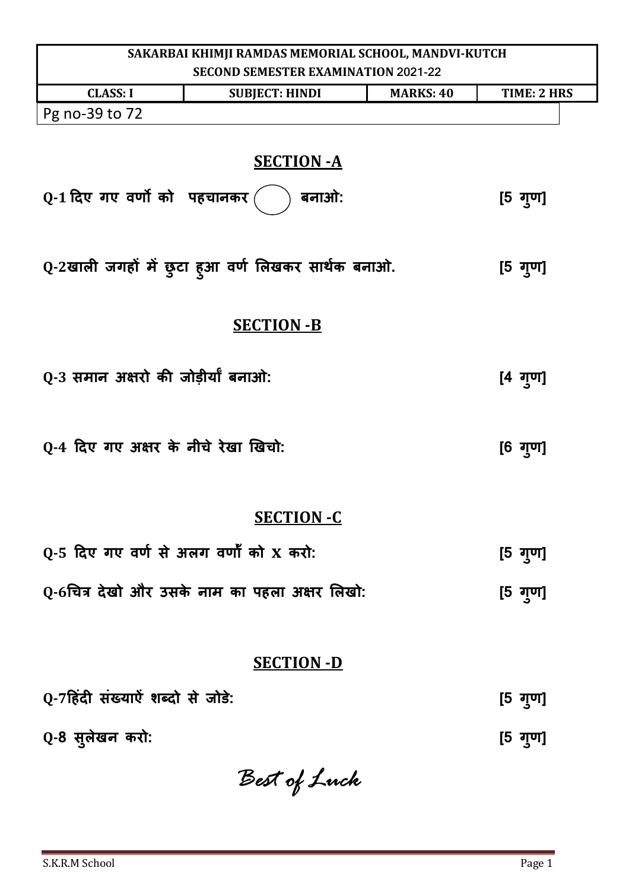| SAKARBAI KHIMJI RAMDAS MEMORIAL SCHOOL, MANDVI-KUTCH | | | |
|---|---|---|---|
| SECOND SEMESTER EXAMINATION 2021-22 | | | |
| CLASS: I | SUBJECT: HINDI | MARKS: 40 | TIME: 2 HRS |

Pg no-39 to 72

## SECTION -A

**Q-1 दिए गए वर्णो को पहचानकर ◯ बनाओ: [5 गुण]**

**Q-2खाली जगहों में छुटा हुआ वर्ण लिखकर सार्थक बनाओ. [5 गुण]**

## SECTION -B

**Q-3 समान अक्षरो की जोड़ीयाँ बनाओ: [4 गुण]**

**Q-4 दिए गए अक्षर के नीचे रेखा खिचो: [6 गुण]**

## SECTION -C

**Q-5 दिए गए वर्ण से अलग वर्णो को X करो: [5 गुण]**

**Q-6चित्र देखो और उसके नाम का पहला अक्षर लिखो: [5 गुण]**

## SECTION -D

**Q-7हिंदी संख्याऐं शब्दो से जोडे: [5 गुण]**

**Q-8 सुलेखन करो: [5 गुण]**

*Best of Luck*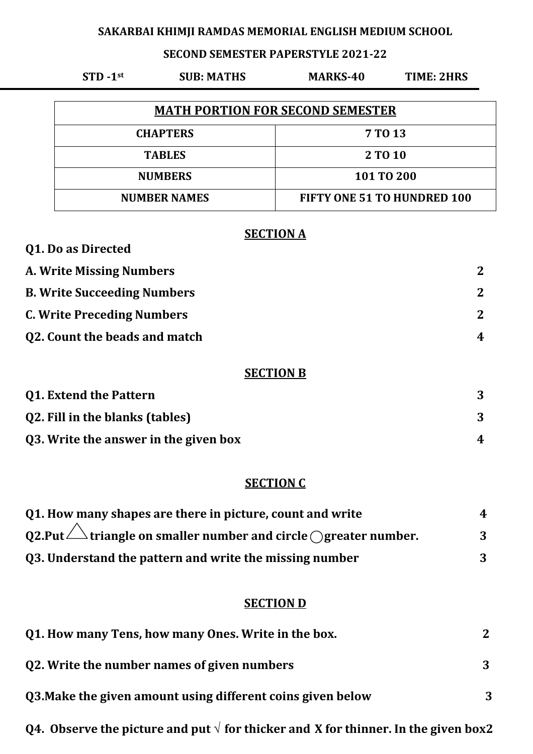**SAKARBAI KHIMJI RAMDAS MEMORIAL ENGLISH MEDIUM SCHOOL**

**SECOND SEMESTER PAPERSTYLE 2021-22**

**STD -1st** **SUB: MATHS** **MARKS-40** **TIME: 2HRS**

| MATH PORTION FOR SECOND SEMESTER | |
|---|---|
| **CHAPTERS** | **7 TO 13** |
| **TABLES** | **2 TO 10** |
| **NUMBERS** | **101 TO 200** |
| **NUMBER NAMES** | **FIFTY ONE 51 TO HUNDRED 100** |

## SECTION A

**Q1. Do as Directed**

**A. Write Missing Numbers** **2**

**B. Write Succeeding Numbers** **2**

**C. Write Preceding Numbers** **2**

**Q2. Count the beads and match** **4**

## SECTION B

**Q1. Extend the Pattern** **3**

**Q2. Fill in the blanks (tables)** **3**

**Q3. Write the answer in the given box** **4**

## SECTION C

**Q1. How many shapes are there in picture, count and write** **4**

**Q2.Put △ triangle on smaller number and circle ◯ greater number.** **3**

**Q3. Understand the pattern and write the missing number** **3**

## SECTION D

**Q1. How many Tens, how many Ones. Write in the box.** **2**

**Q2. Write the number names of given numbers** **3**

**Q3.Make the given amount using different coins given below** **3**

**Q4. Observe the picture and put √ for thicker and X for thinner. In the given box2**